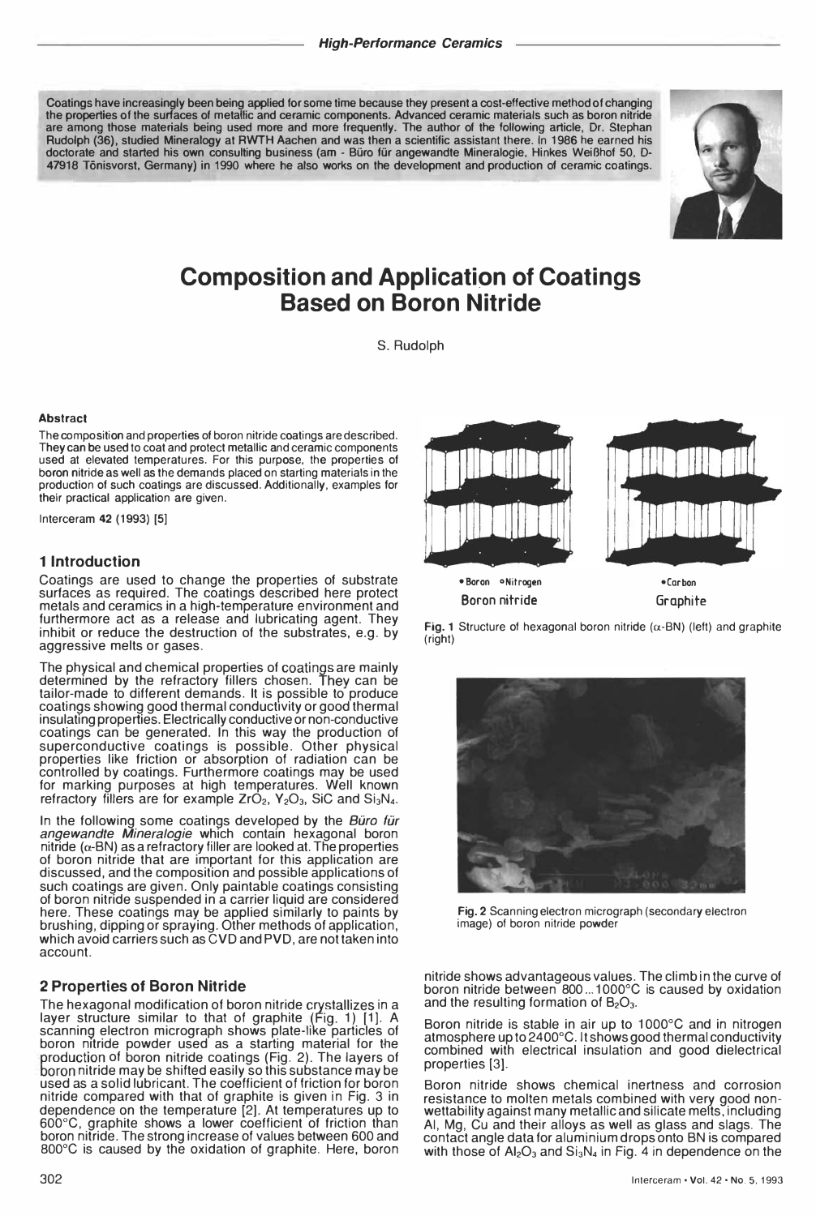Coatings have increasingly been being applied for some time because they present a cost-effective method of changing the properties of the surfaces of metallic and ceramic components. Advanced ceramic materials such as boron nitride are among those materials being used more and more frequently. The author of the following article, Dr. Stephan Rudolph (36), studied Mineralogy at RWTH Aachen and was then a scientific assistant there. In 1986 he earned his doctorate and started his own consulting business (am - Büro für angewandte Mineralogie, Hinkes Weißhof 50, D-47918 Tönisvorst, Germany) in 1990 where he also works on the development and production of ceramic coatings.

# Composition and Application of Coatings Based on Boron Nitride

S. Rudolph

**Abstract**

The composition and properties of boron nitride coatings are described. They can be used to coat and protect metallic and ceramic components used at elevated temperatures. For this purpose, the properties of boron nitride as well as the demands placed on starting materials in the production of such coatings are discussed. Additionally, examples for their practical application are given.

Interceram **42** (1993) [5]

## 1 Introduction

Coatings are used to change the properties of substrate surfaces as required. The coatings described here protect metals and ceramics in a high-temperature environment and furthermore act as a release and lubricating agent. They inhibit or reduce the destruction of the substrates, e.g. by aggressive melts or gases.

The physical and chemical properties of coatings are mainly determined by the refractory fillers chosen. They can be tailor-made to different demands. It is possible to produce coatings showing good thermal conductivity or good thermal insulating properties. Electrically conductive or non-conductive coatings can be generated. In this way the production of superconductive coatings is possible. Other physical properties like friction or absorption of radiation can be controlled by coatings. Furthermore coatings may be used for marking purposes at high temperatures. Well known refractory fillers are for example $ZrO_2$, $Y_2O_3$, SiC and $Si_3N_4$.

In the following some coatings developed by the *Büro für angewandte Mineralogie* which contain hexagonal boron nitride ($\alpha$-BN) as a refractory filler are looked at. The properties of boron nitride that are important for this application are discussed, and the composition and possible applications of such coatings are given. Only paintable coatings consisting of boron nitride suspended in a carrier liquid are considered here. These coatings may be applied similarly to paints by brushing, dipping or spraying. Other methods of application, which avoid carriers such as CVD and PVD, are not taken into account.

## 2 Properties of Boron Nitride

The hexagonal modification of boron nitride crystallizes in a layer structure similar to that of graphite (Fig. 1) [1]. A scanning electron micrograph shows plate-like particles of boron nitride powder used as a starting material for the production of boron nitride coatings (Fig. 2). The layers of boron nitride may be shifted easily so this substance may be used as a solid lubricant. The coefficient of friction for boron nitride compared with that of graphite is given in Fig. 3 in dependence on the temperature [2]. At temperatures up to 600°C, graphite shows a lower coefficient of friction than boron nitride. The strong increase of values between 600 and 800°C is caused by the oxidation of graphite. Here, boron nitride shows advantageous values. The climb in the curve of boron nitride between 800 ... 1000°C is caused by oxidation and the resulting formation of $B_2O_3$.

**Fig. 1** Structure of hexagonal boron nitride ($\alpha$-BN) (left) and graphite (right)

**Fig. 2** Scanning electron micrograph (secondary electron image) of boron nitride powder

Boron nitride is stable in air up to 1000°C and in nitrogen atmosphere up to 2400°C. It shows good thermal conductivity combined with electrical insulation and good dielectrical properties [3].

Boron nitride shows chemical inertness and corrosion resistance to molten metals combined with very good non-wettability against many metallic and silicate melts, including Al, Mg, Cu and their alloys as well as glass and slags. The contact angle data for aluminium drops onto BN is compared with those of $Al_2O_3$ and $Si_3N_4$ in Fig. 4 in dependence on the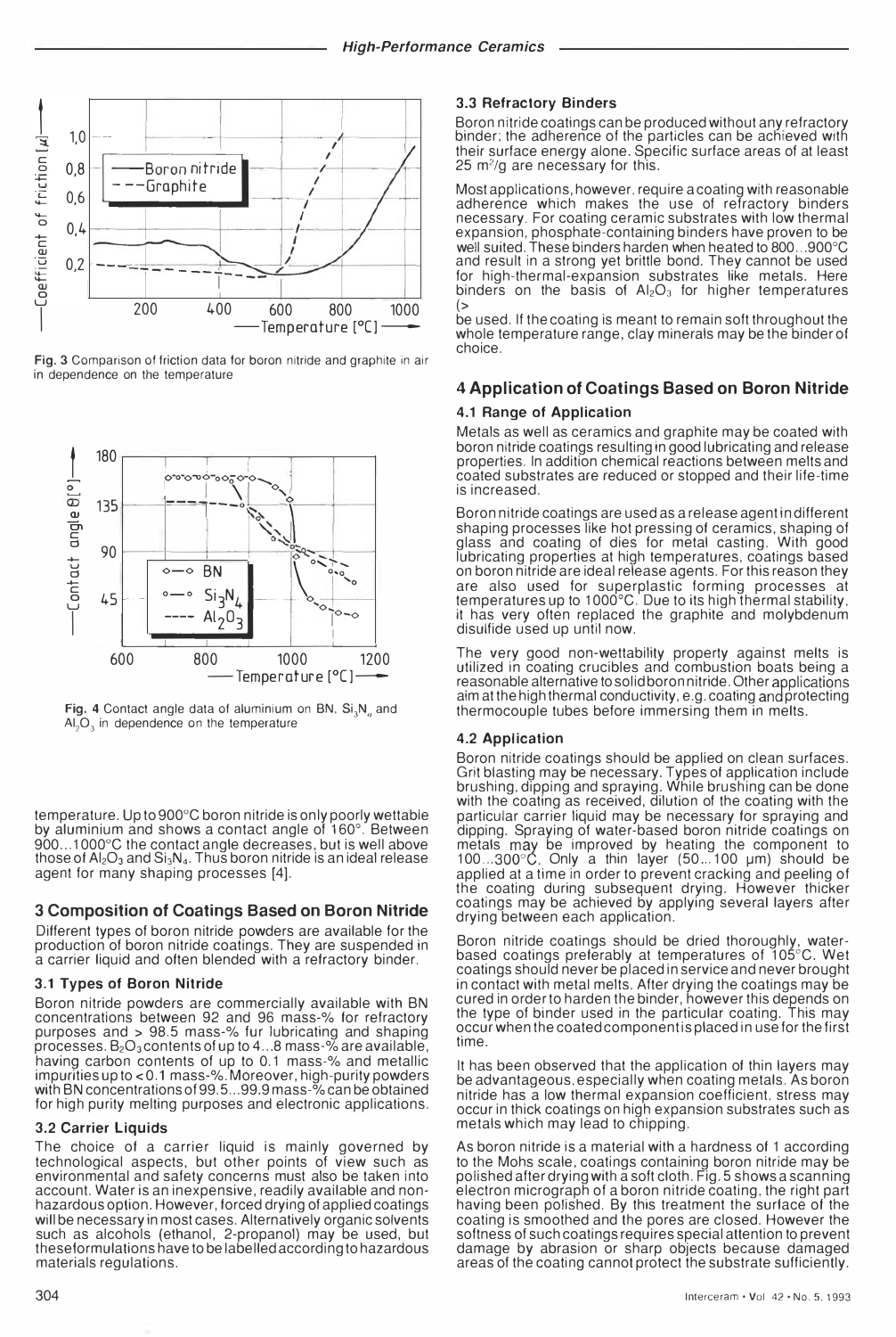Fig. 3 Comparison of friction data for boron nitride and graphite in air in dependence on the temperature

Fig. 4 Contact angle data of aluminium on BN, $Si_3N_4$ and $Al_2O_3$ in dependence on the temperature

temperature. Up to 900°C boron nitride is only poorly wettable by aluminium and shows a contact angle of 160°. Between 900...1000°C the contact angle decreases, but is well above those of $Al_2O_3$ and $Si_3N_4$. Thus boron nitride is an ideal release agent for many shaping processes [4].

## 3 Composition of Coatings Based on Boron Nitride

Different types of boron nitride powders are available for the production of boron nitride coatings. They are suspended in a carrier liquid and often blended with a refractory binder.

### 3.1 Types of Boron Nitride

Boron nitride powders are commercially available with BN concentrations between 92 and 96 mass-% for refractory purposes and > 98.5 mass-% fur lubricating and shaping processes. $B_2O_3$ contents of up to 4...8 mass-% are available, having carbon contents of up to 0.1 mass-% and metallic impurities up to < 0.1 mass-%. Moreover, high-purity powders with BN concentrations of 99.5...99.9 mass-% can be obtained for high purity melting purposes and electronic applications.

### 3.2 Carrier Liquids

The choice of a carrier liquid is mainly governed by technological aspects, but other points of view such as environmental and safety concerns must also be taken into account. Water is an inexpensive, readily available and non-hazardous option. However, forced drying of applied coatings will be necessary in most cases. Alternatively organic solvents such as alcohols (ethanol, 2-propanol) may be used, but these formulations have to be labelled according to hazardous materials regulations.

### 3.3 Refractory Binders

Boron nitride coatings can be produced without any refractory binder; the adherence of the particles can be achieved with their surface energy alone. Specific surface areas of at least 25 $m^2/g$ are necessary for this.

Most applications, however, require a coating with reasonable adherence which makes the use of refractory binders necessary. For coating ceramic substrates with low thermal expansion, phosphate-containing binders have proven to be well suited. These binders harden when heated to 800...900°C and result in a strong yet brittle bond. They cannot be used for high-thermal-expansion substrates like metals. Here binders on the basis of $Al_2O_3$ for higher temperatures (> be used. If the coating is meant to remain soft throughout the whole temperature range, clay minerals may be the binder of choice.

## 4 Application of Coatings Based on Boron Nitride

### 4.1 Range of Application

Metals as well as ceramics and graphite may be coated with boron nitride coatings resulting in good lubricating and release properties. In addition chemical reactions between melts and coated substrates are reduced or stopped and their life-time is increased.

Boron nitride coatings are used as a release agent in different shaping processes like hot pressing of ceramics, shaping of glass and coating of dies for metal casting. With good lubricating properties at high temperatures, coatings based on boron nitride are ideal release agents. For this reason they are also used for superplastic forming processes at temperatures up to 1000°C. Due to its high thermal stability, it has very often replaced the graphite and molybdenum disulfide used up until now.

The very good non-wettability property against melts is utilized in coating crucibles and combustion boats being a reasonable alternative to solid boron nitride. Other applications aim at the high thermal conductivity, e.g. coating and protecting thermocouple tubes before immersing them in melts.

### 4.2 Application

Boron nitride coatings should be applied on clean surfaces. Grit blasting may be necessary. Types of application include brushing, dipping and spraying. While brushing can be done with the coating as received, dilution of the coating with the particular carrier liquid may be necessary for spraying and dipping. Spraying of water-based boron nitride coatings on metals may be improved by heating the component to 100...300°C. Only a thin layer (50...100 µm) should be applied at a time in order to prevent cracking and peeling of the coating during subsequent drying. However thicker coatings may be achieved by applying several layers after drying between each application.

Boron nitride coatings should be dried thoroughly, water-based coatings preferably at temperatures of 105°C. Wet coatings should never be placed in service and never brought in contact with metal melts. After drying the coatings may be cured in order to harden the binder, however this depends on the type of binder used in the particular coating. This may occur when the coated component is placed in use for the first time.

It has been observed that the application of thin layers may be advantageous, especially when coating metals. As boron nitride has a low thermal expansion coefficient, stress may occur in thick coatings on high expansion substrates such as metals which may lead to chipping.

As boron nitride is a material with a hardness of 1 according to the Mohs scale, coatings containing boron nitride may be polished after drying with a soft cloth. Fig. 5 shows a scanning electron micrograph of a boron nitride coating, the right part having been polished. By this treatment the surface of the coating is smoothed and the pores are closed. However the softness of such coatings requires special attention to prevent damage by abrasion or sharp objects because damaged areas of the coating cannot protect the substrate sufficiently.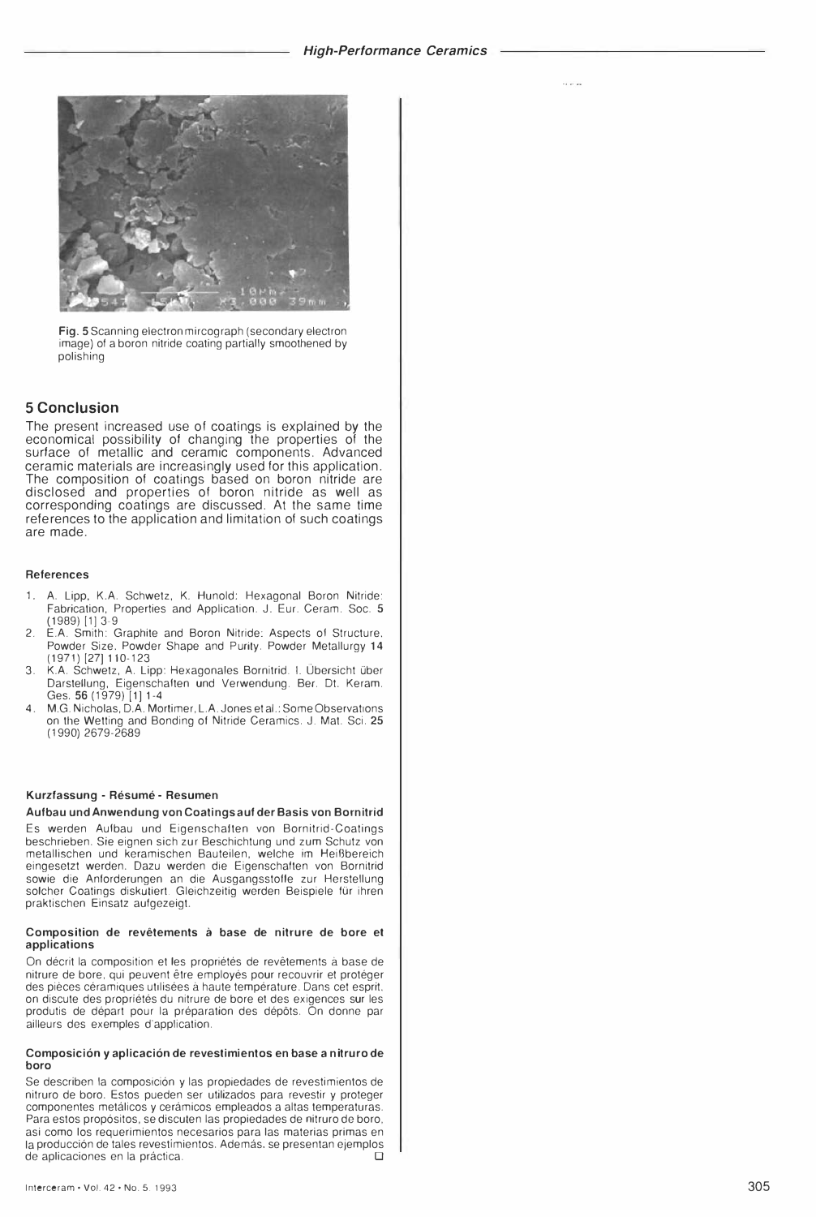Fig. 5 Scanning electron mircograph (secondary electron image) of a boron nitride coating partially smoothened by polishing

## 5 Conclusion

The present increased use of coatings is explained by the economical possibility of changing the properties of the surface of metallic and ceramic components. Advanced ceramic materials are increasingly used for this application. The composition of coatings based on boron nitride are disclosed and properties of boron nitride as well as corresponding coatings are discussed. At the same time references to the application and limitation of such coatings are made.

### References

1. A. Lipp, K.A. Schwetz, K. Hunold: Hexagonal Boron Nitride: Fabrication, Properties and Application. J. Eur. Ceram. Soc. **5** (1989) [1] 3-9
2. E.A. Smith: Graphite and Boron Nitride: Aspects of Structure, Powder Size, Powder Shape and Purity. Powder Metallurgy **14** (1971) [27] 110-123
3. K.A. Schwetz, A. Lipp: Hexagonales Bornitrid. I. Übersicht über Darstellung, Eigenschaften und Verwendung. Ber. Dt. Keram. Ges. **56** (1979) [1] 1-4
4. M.G. Nicholas, D.A. Mortimer, L.A. Jones et al.: Some Observations on the Wetting and Bonding of Nitride Ceramics. J. Mat. Sci. **25** (1990) 2679-2689

### Kurzfassung - Résumé - Resumen

**Aufbau und Anwendung von Coatings auf der Basis von Bornitrid**

Es werden Aufbau und Eigenschaften von Bornitrid-Coatings beschrieben. Sie eignen sich zur Beschichtung und zum Schutz von metallischen und keramischen Bauteilen, welche im Heißbereich eingesetzt werden. Dazu werden die Eigenschaften von Bornitrid sowie die Anforderungen an die Ausgangsstoffe zur Herstellung solcher Coatings diskutiert. Gleichzeitig werden Beispiele für ihren praktischen Einsatz aufgezeigt.

**Composition de revêtements à base de nitrure de bore et applications**

On décrit la composition et les propriétés de revêtements à base de nitrure de bore, qui peuvent être employés pour recouvrir et protéger des pièces céramiques utilisées à haute température. Dans cet esprit, on discute des propriétés du nitrure de bore et des exigences sur les produtis de départ pour la préparation des dépôts. On donne par ailleurs des exemples d'application.

**Composición y aplicación de revestimientos en base a nitruro de boro**

Se describen la composición y las propiedades de revestimientos de nitruro de boro. Estos pueden ser utilizados para revestir y proteger componentes metálicos y cerámicos empleados a altas temperaturas. Para estos propósitos, se discuten las propiedades de nitruro de boro, asi como los requerimientos necesarios para las materias primas en la producción de tales revestimientos. Además, se presentan ejemplos de aplicaciones en la práctica. ☐